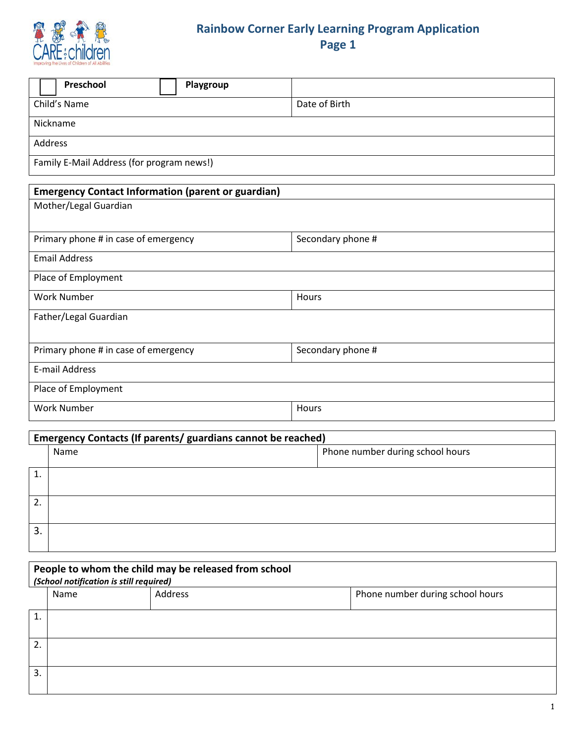# Rainbow Corner Early Learning Program Application
## Page 1

| ☐ **Preschool** ☐ **Playgroup** | |
|---|---|
| Child's Name | Date of Birth |
| Nickname | |
| Address | |
| Family E-Mail Address (for program news!) | |

| **Emergency Contact Information (parent or guardian)** | |
|---|---|
| Mother/Legal Guardian | |
| Primary phone # in case of emergency | Secondary phone # |
| Email Address | |
| Place of Employment | |
| Work Number | Hours |
| Father/Legal Guardian | |
| Primary phone # in case of emergency | Secondary phone # |
| E-mail Address | |
| Place of Employment | |
| Work Number | Hours |

| **Emergency Contacts (If parents/ guardians cannot be reached)** | | |
|---|---|---|
| | Name | Phone number during school hours |
| 1. | | |
| 2. | | |
| 3. | | |

| **People to whom the child may be released from school** *(School notification is still required)* | | | |
|---|---|---|---|
| | Name | Address | Phone number during school hours |
| 1. | | | |
| 2. | | | |
| 3. | | | |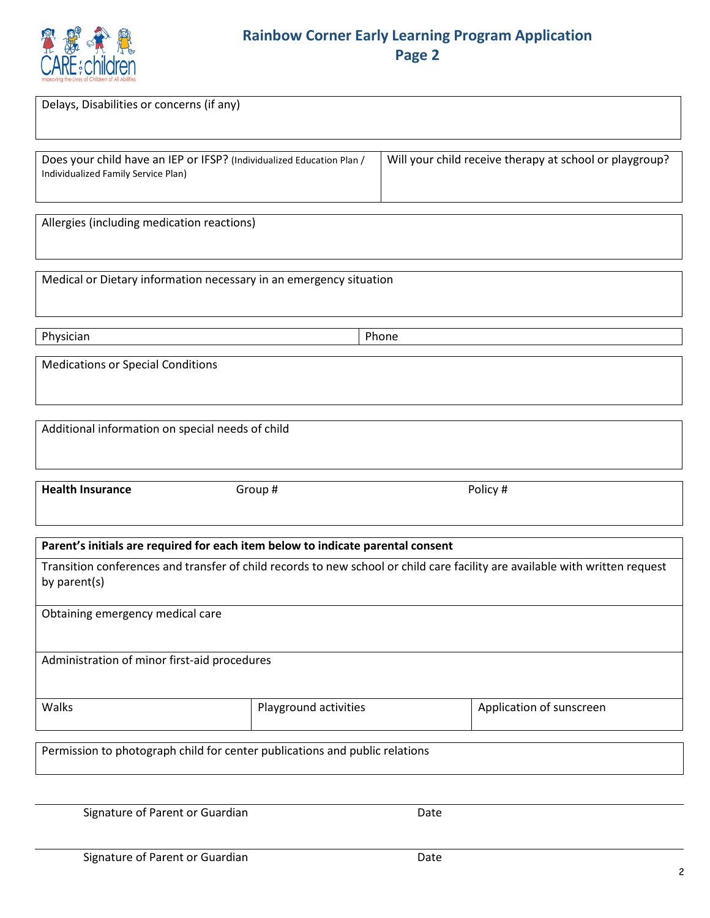# Rainbow Corner Early Learning Program Application
## Page 2

| |
|---|
| Delays, Disabilities or concerns (if any) |

| | |
|---|---|
| Does your child have an IEP or IFSP? (Individualized Education Plan / Individualized Family Service Plan) | Will your child receive therapy at school or playgroup? |

| |
|---|
| Allergies (including medication reactions) |

| |
|---|
| Medical or Dietary information necessary in an emergency situation |

| | |
|---|---|
| Physician | Phone |

| |
|---|
| Medications or Special Conditions |

| |
|---|
| Additional information on special needs of child |

| | | |
|---|---|---|
| **Health Insurance** | Group # | Policy # |

| | | |
|---|---|---|
| **Parent's initials are required for each item below to indicate parental consent** | | |
| Transition conferences and transfer of child records to new school or child care facility are available with written request by parent(s) | | |
| Obtaining emergency medical care | | |
| Administration of minor first-aid procedures | | |
| Walks | Playground activities | Application of sunscreen |

| |
|---|
| Permission to photograph child for center publications and public relations |

Signature of Parent or Guardian Date

Signature of Parent or Guardian Date